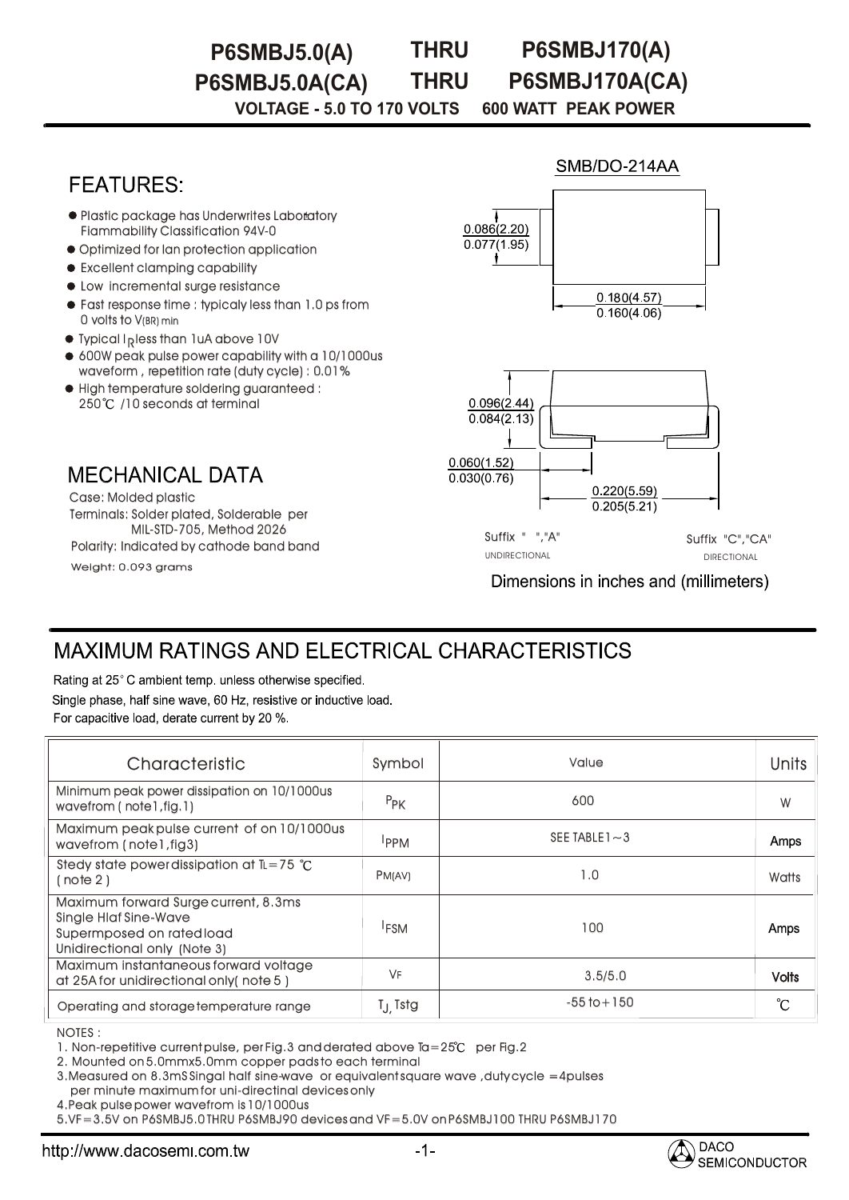# P6SMBJ5.0(A) THRU P6SMBJ170(A)
# P6SMBJ5.0A(CA) THRU P6SMBJ170A(CA)

**VOLTAGE - 5.0 TO 170 VOLTS 600 WATT PEAK POWER**

## FEATURES:

- Plastic package has Underwrites Laboratory Flammability Classification 94V-0
- Optimized for lan protection application
- Excellent clamping capability
- Low incremental surge resistance
- Fast response time : typicaly less than 1.0 ps from 0 volts to $V_{(BR)\,min}$
- Typical $I_R$ less than 1uA above 10V
- 600W peak pulse power capability with a 10/1000us waveform , repetition rate (duty cycle) : 0.01%
- High temperature soldering guaranteed : 250℃ /10 seconds at terminal

SMB/DO-214AA

0.086(2.20)
0.077(1.95)

0.180(4.57)
0.160(4.06)

0.096(2.44)
0.084(2.13)

0.060(1.52)
0.030(0.76)

0.220(5.59)
0.205(5.21)

Suffix " ","A" UNDIRECTIONAL

Suffix "C","CA" DIRECTIONAL

Dimensions in inches and (millimeters)

## MECHANICAL DATA

Case: Molded plastic

Terminals: Solder plated, Solderable per MIL-STD-705, Method 2026

Polarity: Indicated by cathode band band

Weight: 0.093 grams

## MAXIMUM RATINGS AND ELECTRICAL CHARACTERISTICS

Rating at 25° C ambient temp. unless otherwise specified.

Single phase, half sine wave, 60 Hz, resistive or inductive load.

For capacitive load, derate current by 20 %.

| Characteristic | Symbol | Value | Units |
|---|---|---|---|
| Minimum peak power dissipation on 10/1000us wavefrom ( note1,fig.1) | $P_{PK}$ | 600 | W |
| Maximum peak pulse current of on 10/1000us wavefrom (note1,fig3) | $I_{PPM}$ | SEE TABLE1～3 | Amps |
| Stedy state power dissipation at TL=75 ℃ ( note 2 ) | $P_{M(AV)}$ | 1.0 | Watts |
| Maximum forward Surge current, 8.3ms Single Hlaf Sine-Wave Supermposed on rated load Unidirectional only (Note 3) | $I_{FSM}$ | 100 | Amps |
| Maximum instantaneous forward voltage at 25A for unidirectional only( note 5 ) | $V_F$ | 3.5/5.0 | Volts |
| Operating and storage temperature range | $T_J$, Tstg | -55 to+150 | ℃ |

NOTES :

1. Non-repetitive current pulse, per Fig.3 and derated above Ta=25℃ per Fig.2
2. Mounted on 5.0mmx5.0mm copper pads to each terminal
3. Measured on 8.3mS Singal half sine-wave or equivalent square wave ,duty cycle =4pulses per minute maximum for uni-directinal devices only
4. Peak pulse power wavefrom is 10/1000us
5. VF=3.5V on P6SMBJ5.0 THRU P6SMBJ90 devices and VF=5.0V on P6SMBJ100 THRU P6SMBJ170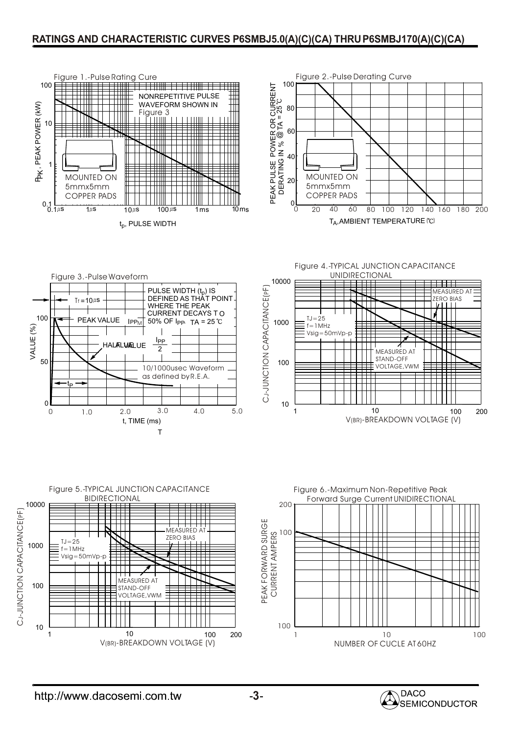# RATINGS AND CHARACTERISTIC CURVES P6SMBJ5.0(A)(C)(CA) THRU P6SMBJ170(A)(C)(CA)

Figure 1.-Pulse Rating Cure

$P_{PK}$, PEAK POWER (kW)

NONREPETITIVE PULSE WAVEFORM SHOWN IN Figure 3

MOUNTED ON 5mmx5mm COPPER PADS

$t_p$, PULSE WIDTH

Figure 2.-Pulse Derating Curve

PEAK PULSE POWER OR CURRENT DERATING IN % @ TA = 25℃

MOUNTED ON 5mmx5mm COPPER PADS

$T_A$, AMBIENT TEMPERATURE (℃)

Figure 3.-Pulse Waveform

Tf = 10μs

PEAK VALUE $I_{PPM}$

PULSE WIDTH ($t_p$) IS DEFINED AS THAT POINT WHERE THE PEAK CURRENT DECAYS TO 50% OF $I_{PP}$. TA = 25℃

HALF VALUE $\frac{I_{PP}}{2}$

10/1000usec Waveform as defined by R.E.A.

VALUE (%)

t, TIME (ms)

Figure 4.-TYPICAL JUNCTION CAPACITANCE UNIDIRECTIONAL

TJ = 25
f = 1MHz
Vsig = 50mVp-p

MEASURED AT ZERO BIAS

MEASURED AT STAND-OFF VOLTAGE, VWM

CJ-JUNCTION CAPACITANCE(pF)

V(BR)-BREAKDOWN VOLTAGE (V)

Figure 5.-TYPICAL JUNCTION CAPACITANCE BIDIRECTIONAL

TJ = 25
f = 1MHz
Vsig = 50mVp-p

MEASURED AT ZERO BIAS

MEASURED AT STAND-OFF VOLTAGE, VWM

CJ-JUNCTION CAPACITANCE(pF)

V(BR)-BREAKDOWN VOLTAGE (V)

Figure 6.-Maximum Non-Repetitive Peak Forward Surge Current UNIDIRECTIONAL

PEAK FORWARD SURGE CURRENT AMPERS

NUMBER OF CUCLE AT 60HZ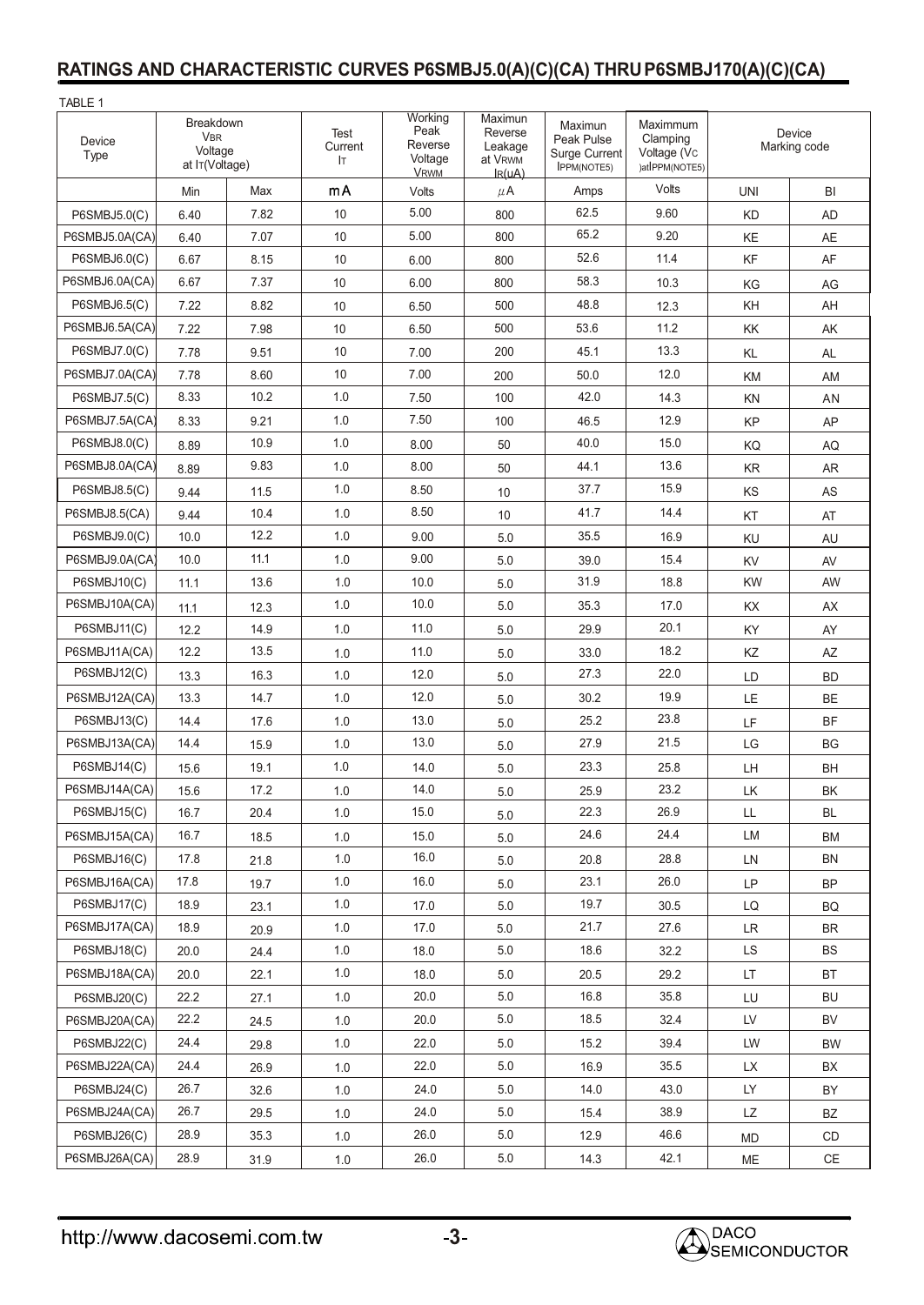## RATINGS AND CHARACTERISTIC CURVES P6SMBJ5.0(A)(C)(CA) THRU P6SMBJ170(A)(C)(CA)

TABLE 1

| Device Type | Breakdown $V_{BR}$ Voltage at $I_T$(Voltage) | | Test Current $I_T$ | Working Peak Reverse Voltage $V_{RWM}$ | Maximun Reverse Leakage at $V_{RWM}$ $I_R$(uA) | Maximun Peak Pulse Surge Current $I_{PPM}$(NOTE5) | Maximmum Clamping Voltage ($V_C$ )at $I_{PPM}$(NOTE5) | Device Marking code | |
|---|---|---|---|---|---|---|---|---|---|
| | Min | Max | mA | Volts | $\mu$A | Amps | Volts | UNI | BI |
| P6SMBJ5.0(C) | 6.40 | 7.82 | 10 | 5.00 | 800 | 62.5 | 9.60 | KD | AD |
| P6SMBJ5.0A(CA) | 6.40 | 7.07 | 10 | 5.00 | 800 | 65.2 | 9.20 | KE | AE |
| P6SMBJ6.0(C) | 6.67 | 8.15 | 10 | 6.00 | 800 | 52.6 | 11.4 | KF | AF |
| P6SMBJ6.0A(CA) | 6.67 | 7.37 | 10 | 6.00 | 800 | 58.3 | 10.3 | KG | AG |
| P6SMBJ6.5(C) | 7.22 | 8.82 | 10 | 6.50 | 500 | 48.8 | 12.3 | KH | AH |
| P6SMBJ6.5A(CA) | 7.22 | 7.98 | 10 | 6.50 | 500 | 53.6 | 11.2 | KK | AK |
| P6SMBJ7.0(C) | 7.78 | 9.51 | 10 | 7.00 | 200 | 45.1 | 13.3 | KL | AL |
| P6SMBJ7.0A(CA) | 7.78 | 8.60 | 10 | 7.00 | 200 | 50.0 | 12.0 | KM | AM |
| P6SMBJ7.5(C) | 8.33 | 10.2 | 1.0 | 7.50 | 100 | 42.0 | 14.3 | KN | AN |
| P6SMBJ7.5A(CA) | 8.33 | 9.21 | 1.0 | 7.50 | 100 | 46.5 | 12.9 | KP | AP |
| P6SMBJ8.0(C) | 8.89 | 10.9 | 1.0 | 8.00 | 50 | 40.0 | 15.0 | KQ | AQ |
| P6SMBJ8.0A(CA) | 8.89 | 9.83 | 1.0 | 8.00 | 50 | 44.1 | 13.6 | KR | AR |
| P6SMBJ8.5(C) | 9.44 | 11.5 | 1.0 | 8.50 | 10 | 37.7 | 15.9 | KS | AS |
| P6SMBJ8.5(CA) | 9.44 | 10.4 | 1.0 | 8.50 | 10 | 41.7 | 14.4 | KT | AT |
| P6SMBJ9.0(C) | 10.0 | 12.2 | 1.0 | 9.00 | 5.0 | 35.5 | 16.9 | KU | AU |
| P6SMBJ9.0A(CA) | 10.0 | 11.1 | 1.0 | 9.00 | 5.0 | 39.0 | 15.4 | KV | AV |
| P6SMBJ10(C) | 11.1 | 13.6 | 1.0 | 10.0 | 5.0 | 31.9 | 18.8 | KW | AW |
| P6SMBJ10A(CA) | 11.1 | 12.3 | 1.0 | 10.0 | 5.0 | 35.3 | 17.0 | KX | AX |
| P6SMBJ11(C) | 12.2 | 14.9 | 1.0 | 11.0 | 5.0 | 29.9 | 20.1 | KY | AY |
| P6SMBJ11A(CA) | 12.2 | 13.5 | 1.0 | 11.0 | 5.0 | 33.0 | 18.2 | KZ | AZ |
| P6SMBJ12(C) | 13.3 | 16.3 | 1.0 | 12.0 | 5.0 | 27.3 | 22.0 | LD | BD |
| P6SMBJ12A(CA) | 13.3 | 14.7 | 1.0 | 12.0 | 5.0 | 30.2 | 19.9 | LE | BE |
| P6SMBJ13(C) | 14.4 | 17.6 | 1.0 | 13.0 | 5.0 | 25.2 | 23.8 | LF | BF |
| P6SMBJ13A(CA) | 14.4 | 15.9 | 1.0 | 13.0 | 5.0 | 27.9 | 21.5 | LG | BG |
| P6SMBJ14(C) | 15.6 | 19.1 | 1.0 | 14.0 | 5.0 | 23.3 | 25.8 | LH | BH |
| P6SMBJ14A(CA) | 15.6 | 17.2 | 1.0 | 14.0 | 5.0 | 25.9 | 23.2 | LK | BK |
| P6SMBJ15(C) | 16.7 | 20.4 | 1.0 | 15.0 | 5.0 | 22.3 | 26.9 | LL | BL |
| P6SMBJ15A(CA) | 16.7 | 18.5 | 1.0 | 15.0 | 5.0 | 24.6 | 24.4 | LM | BM |
| P6SMBJ16(C) | 17.8 | 21.8 | 1.0 | 16.0 | 5.0 | 20.8 | 28.8 | LN | BN |
| P6SMBJ16A(CA) | 17.8 | 19.7 | 1.0 | 16.0 | 5.0 | 23.1 | 26.0 | LP | BP |
| P6SMBJ17(C) | 18.9 | 23.1 | 1.0 | 17.0 | 5.0 | 19.7 | 30.5 | LQ | BQ |
| P6SMBJ17A(CA) | 18.9 | 20.9 | 1.0 | 17.0 | 5.0 | 21.7 | 27.6 | LR | BR |
| P6SMBJ18(C) | 20.0 | 24.4 | 1.0 | 18.0 | 5.0 | 18.6 | 32.2 | LS | BS |
| P6SMBJ18A(CA) | 20.0 | 22.1 | 1.0 | 18.0 | 5.0 | 20.5 | 29.2 | LT | BT |
| P6SMBJ20(C) | 22.2 | 27.1 | 1.0 | 20.0 | 5.0 | 16.8 | 35.8 | LU | BU |
| P6SMBJ20A(CA) | 22.2 | 24.5 | 1.0 | 20.0 | 5.0 | 18.5 | 32.4 | LV | BV |
| P6SMBJ22(C) | 24.4 | 29.8 | 1.0 | 22.0 | 5.0 | 15.2 | 39.4 | LW | BW |
| P6SMBJ22A(CA) | 24.4 | 26.9 | 1.0 | 22.0 | 5.0 | 16.9 | 35.5 | LX | BX |
| P6SMBJ24(C) | 26.7 | 32.6 | 1.0 | 24.0 | 5.0 | 14.0 | 43.0 | LY | BY |
| P6SMBJ24A(CA) | 26.7 | 29.5 | 1.0 | 24.0 | 5.0 | 15.4 | 38.9 | LZ | BZ |
| P6SMBJ26(C) | 28.9 | 35.3 | 1.0 | 26.0 | 5.0 | 12.9 | 46.6 | MD | CD |
| P6SMBJ26A(CA) | 28.9 | 31.9 | 1.0 | 26.0 | 5.0 | 14.3 | 42.1 | ME | CE |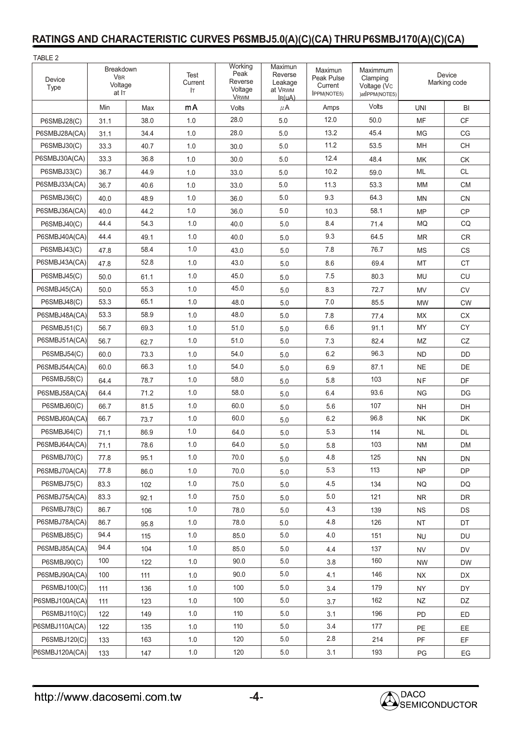## RATINGS AND CHARACTERISTIC CURVES P6SMBJ5.0(A)(C)(CA) THRU P6SMBJ170(A)(C)(CA)

TABLE 2

| Device Type | Breakdown $V_{BR}$ Voltage at $I_T$ | | Test Current $I_T$ | Working Peak Reverse Voltage $V_{RWM}$ | Maximun Reverse Leakage at $V_{RWM}$ $I_R$(uA) | Maximun Peak Pulse Current $I_{PPM}$(NOTE5) | Maximmum Clamping Voltage ($V_C$ )at$I_{PPM}$(NOTE5) | Device Marking code | |
|---|---|---|---|---|---|---|---|---|---|
| | Min | Max | mA | Volts | $\mu$A | Amps | Volts | UNI | BI |
| P6SMBJ28(C) | 31.1 | 38.0 | 1.0 | 28.0 | 5.0 | 12.0 | 50.0 | MF | CF |
| P6SMBJ28A(CA) | 31.1 | 34.4 | 1.0 | 28.0 | 5.0 | 13.2 | 45.4 | MG | CG |
| P6SMBJ30(C) | 33.3 | 40.7 | 1.0 | 30.0 | 5.0 | 11.2 | 53.5 | MH | CH |
| P6SMBJ30A(CA) | 33.3 | 36.8 | 1.0 | 30.0 | 5.0 | 12.4 | 48.4 | MK | CK |
| P6SMBJ33(C) | 36.7 | 44.9 | 1.0 | 33.0 | 5.0 | 10.2 | 59.0 | ML | CL |
| P6SMBJ33A(CA) | 36.7 | 40.6 | 1.0 | 33.0 | 5.0 | 11.3 | 53.3 | MM | CM |
| P6SMBJ36(C) | 40.0 | 48.9 | 1.0 | 36.0 | 5.0 | 9.3 | 64.3 | MN | CN |
| P6SMBJ36A(CA) | 40.0 | 44.2 | 1.0 | 36.0 | 5.0 | 10.3 | 58.1 | MP | CP |
| P6SMBJ40(C) | 44.4 | 54.3 | 1.0 | 40.0 | 5.0 | 8.4 | 71.4 | MQ | CQ |
| P6SMBJ40A(CA) | 44.4 | 49.1 | 1.0 | 40.0 | 5.0 | 9.3 | 64.5 | MR | CR |
| P6SMBJ43(C) | 47.8 | 58.4 | 1.0 | 43.0 | 5.0 | 7.8 | 76.7 | MS | CS |
| P6SMBJ43A(CA) | 47.8 | 52.8 | 1.0 | 43.0 | 5.0 | 8.6 | 69.4 | MT | CT |
| P6SMBJ45(C) | 50.0 | 61.1 | 1.0 | 45.0 | 5.0 | 7.5 | 80.3 | MU | CU |
| P6SMBJ45(CA) | 50.0 | 55.3 | 1.0 | 45.0 | 5.0 | 8.3 | 72.7 | MV | CV |
| P6SMBJ48(C) | 53.3 | 65.1 | 1.0 | 48.0 | 5.0 | 7.0 | 85.5 | MW | CW |
| P6SMBJ48A(CA) | 53.3 | 58.9 | 1.0 | 48.0 | 5.0 | 7.8 | 77.4 | MX | CX |
| P6SMBJ51(C) | 56.7 | 69.3 | 1.0 | 51.0 | 5.0 | 6.6 | 91.1 | MY | CY |
| P6SMBJ51A(CA) | 56.7 | 62.7 | 1.0 | 51.0 | 5.0 | 7.3 | 82.4 | MZ | CZ |
| P6SMBJ54(C) | 60.0 | 73.3 | 1.0 | 54.0 | 5.0 | 6.2 | 96.3 | ND | DD |
| P6SMBJ54A(CA) | 60.0 | 66.3 | 1.0 | 54.0 | 5.0 | 6.9 | 87.1 | NE | DE |
| P6SMBJ58(C) | 64.4 | 78.7 | 1.0 | 58.0 | 5.0 | 5.8 | 103 | NF | DF |
| P6SMBJ58A(CA) | 64.4 | 71.2 | 1.0 | 58.0 | 5.0 | 6.4 | 93.6 | NG | DG |
| P6SMBJ60(C) | 66.7 | 81.5 | 1.0 | 60.0 | 5.0 | 5.6 | 107 | NH | DH |
| P6SMBJ60A(CA) | 66.7 | 73.7 | 1.0 | 60.0 | 5.0 | 6.2 | 96.8 | NK | DK |
| P6SMBJ64(C) | 71.1 | 86.9 | 1.0 | 64.0 | 5.0 | 5.3 | 114 | NL | DL |
| P6SMBJ64A(CA) | 71.1 | 78.6 | 1.0 | 64.0 | 5.0 | 5.8 | 103 | NM | DM |
| P6SMBJ70(C) | 77.8 | 95.1 | 1.0 | 70.0 | 5.0 | 4.8 | 125 | NN | DN |
| P6SMBJ70A(CA) | 77.8 | 86.0 | 1.0 | 70.0 | 5.0 | 5.3 | 113 | NP | DP |
| P6SMBJ75(C) | 83.3 | 102 | 1.0 | 75.0 | 5.0 | 4.5 | 134 | NQ | DQ |
| P6SMBJ75A(CA) | 83.3 | 92.1 | 1.0 | 75.0 | 5.0 | 5.0 | 121 | NR | DR |
| P6SMBJ78(C) | 86.7 | 106 | 1.0 | 78.0 | 5.0 | 4.3 | 139 | NS | DS |
| P6SMBJ78A(CA) | 86.7 | 95.8 | 1.0 | 78.0 | 5.0 | 4.8 | 126 | NT | DT |
| P6SMBJ85(C) | 94.4 | 115 | 1.0 | 85.0 | 5.0 | 4.0 | 151 | NU | DU |
| P6SMBJ85A(CA) | 94.4 | 104 | 1.0 | 85.0 | 5.0 | 4.4 | 137 | NV | DV |
| P6SMBJ90(C) | 100 | 122 | 1.0 | 90.0 | 5.0 | 3.8 | 160 | NW | DW |
| P6SMBJ90A(CA) | 100 | 111 | 1.0 | 90.0 | 5.0 | 4.1 | 146 | NX | DX |
| P6SMBJ100(C) | 111 | 136 | 1.0 | 100 | 5.0 | 3.4 | 179 | NY | DY |
| P6SMBJ100A(CA) | 111 | 123 | 1.0 | 100 | 5.0 | 3.7 | 162 | NZ | DZ |
| P6SMBJ110(C) | 122 | 149 | 1.0 | 110 | 5.0 | 3.1 | 196 | PD | ED |
| P6SMBJ110A(CA) | 122 | 135 | 1.0 | 110 | 5.0 | 3.4 | 177 | PE | EE |
| P6SMBJ120(C) | 133 | 163 | 1.0 | 120 | 5.0 | 2.8 | 214 | PF | EF |
| P6SMBJ120A(CA) | 133 | 147 | 1.0 | 120 | 5.0 | 3.1 | 193 | PG | EG |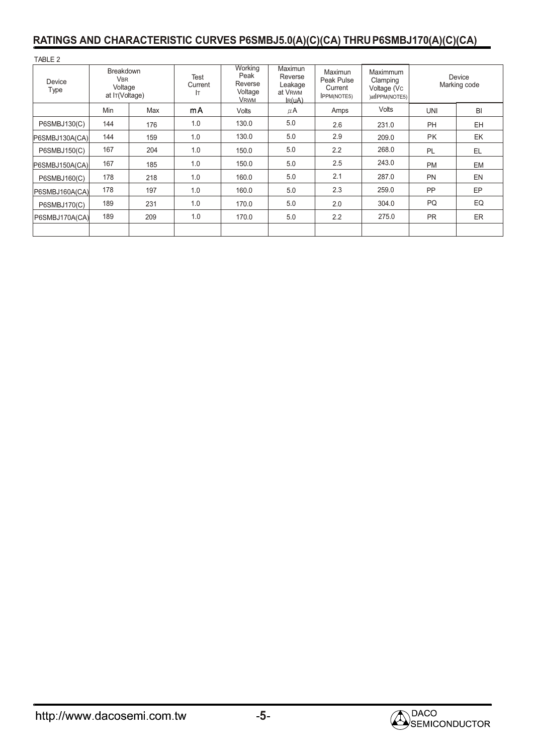# RATINGS AND CHARACTERISTIC CURVES P6SMBJ5.0(A)(C)(CA) THRU P6SMBJ170(A)(C)(CA)

TABLE 2

| Device Type | Breakdown $V_{BR}$ Voltage at $I_T$(Voltage) | | Test Current $I_T$ | Working Peak Reverse Voltage $V_{RWM}$ | Maximun Reverse Leakage at $V_{RWM}$ $I_R$(uA) | Maximun Peak Pulse Current $I_{PPM}$(NOTE5) | Maximmum Clamping Voltage ($V_C$ )at $I_{PPM}$(NOTE5) | Device Marking code | |
|---|---|---|---|---|---|---|---|---|---|
| | Min | Max | mA | Volts | μA | Amps | Volts | UNI | BI |
| P6SMBJ130(C) | 144 | 176 | 1.0 | 130.0 | 5.0 | 2.6 | 231.0 | PH | EH |
| P6SMBJ130A(CA) | 144 | 159 | 1.0 | 130.0 | 5.0 | 2.9 | 209.0 | PK | EK |
| P6SMBJ150(C) | 167 | 204 | 1.0 | 150.0 | 5.0 | 2.2 | 268.0 | PL | EL |
| P6SMBJ150A(CA) | 167 | 185 | 1.0 | 150.0 | 5.0 | 2.5 | 243.0 | PM | EM |
| P6SMBJ160(C) | 178 | 218 | 1.0 | 160.0 | 5.0 | 2.1 | 287.0 | PN | EN |
| P6SMBJ160A(CA) | 178 | 197 | 1.0 | 160.0 | 5.0 | 2.3 | 259.0 | PP | EP |
| P6SMBJ170(C) | 189 | 231 | 1.0 | 170.0 | 5.0 | 2.0 | 304.0 | PQ | EQ |
| P6SMBJ170A(CA) | 189 | 209 | 1.0 | 170.0 | 5.0 | 2.2 | 275.0 | PR | ER |
| | | | | | | | | | |